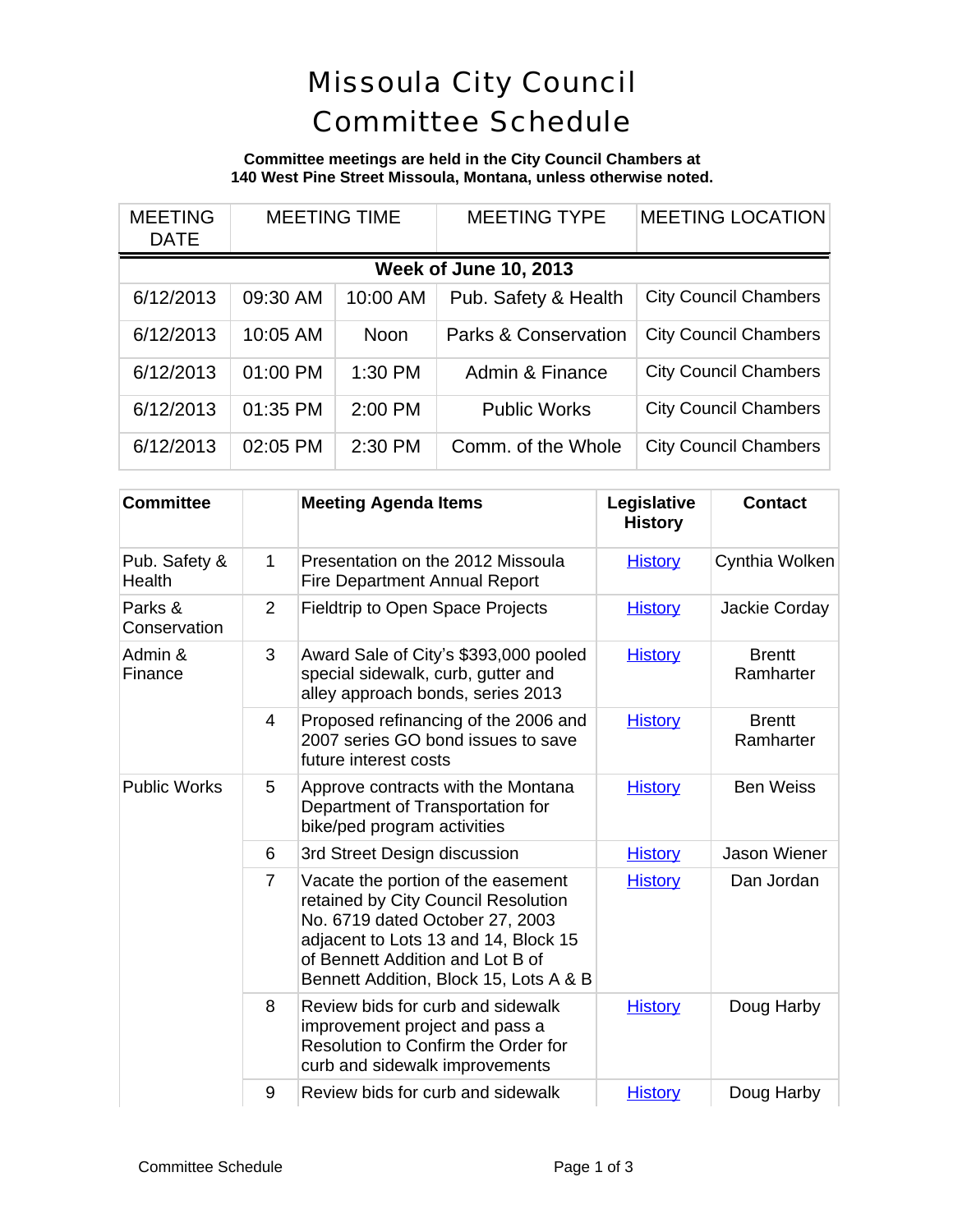# Missoula City Council Committee Schedule

**Committee meetings are held in the City Council Chambers at 140 West Pine Street Missoula, Montana, unless otherwise noted.**

| MEETING DATE | MEETING TIME | | MEETING TYPE | MEETING LOCATION |
|---|---|---|---|---|
| **Week of June 10, 2013** | | | | |
| 6/12/2013 | 09:30 AM | 10:00 AM | Pub. Safety & Health | City Council Chambers |
| 6/12/2013 | 10:05 AM | Noon | Parks & Conservation | City Council Chambers |
| 6/12/2013 | 01:00 PM | 1:30 PM | Admin & Finance | City Council Chambers |
| 6/12/2013 | 01:35 PM | 2:00 PM | Public Works | City Council Chambers |
| 6/12/2013 | 02:05 PM | 2:30 PM | Comm. of the Whole | City Council Chambers |

| Committee | | Meeting Agenda Items | Legislative History | Contact |
|---|---|---|---|---|
| Pub. Safety & Health | 1 | Presentation on the 2012 Missoula Fire Department Annual Report | History | Cynthia Wolken |
| Parks & Conservation | 2 | Fieldtrip to Open Space Projects | History | Jackie Corday |
| Admin & Finance | 3 | Award Sale of City's $393,000 pooled special sidewalk, curb, gutter and alley approach bonds, series 2013 | History | Brentt Ramharter |
| | 4 | Proposed refinancing of the 2006 and 2007 series GO bond issues to save future interest costs | History | Brentt Ramharter |
| Public Works | 5 | Approve contracts with the Montana Department of Transportation for bike/ped program activities | History | Ben Weiss |
| | 6 | 3rd Street Design discussion | History | Jason Wiener |
| | 7 | Vacate the portion of the easement retained by City Council Resolution No. 6719 dated October 27, 2003 adjacent to Lots 13 and 14, Block 15 of Bennett Addition and Lot B of Bennett Addition, Block 15, Lots A & B | History | Dan Jordan |
| | 8 | Review bids for curb and sidewalk improvement project and pass a Resolution to Confirm the Order for curb and sidewalk improvements | History | Doug Harby |
| | 9 | Review bids for curb and sidewalk | History | Doug Harby |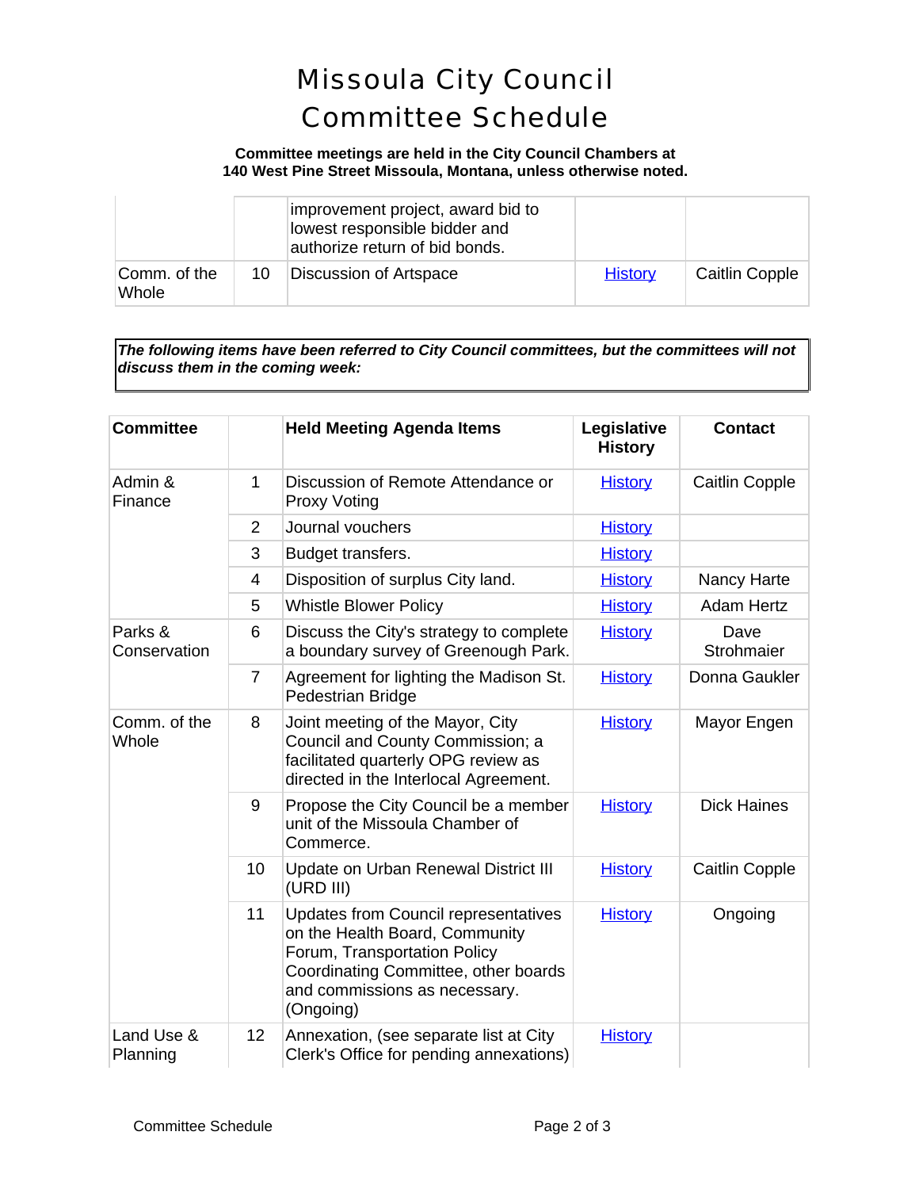# Missoula City Council Committee Schedule

**Committee meetings are held in the City Council Chambers at 140 West Pine Street Missoula, Montana, unless otherwise noted.**

| | | | | |
|---|---|---|---|---|
| | | improvement project, award bid to lowest responsible bidder and authorize return of bid bonds. | | |
| Comm. of the Whole | 10 | Discussion of Artspace | History | Caitlin Copple |

***The following items have been referred to City Council committees, but the committees will not discuss them in the coming week:***

| Committee | | Held Meeting Agenda Items | Legislative History | Contact |
|---|---|---|---|---|
| Admin & Finance | 1 | Discussion of Remote Attendance or Proxy Voting | History | Caitlin Copple |
| | 2 | Journal vouchers | History | |
| | 3 | Budget transfers. | History | |
| | 4 | Disposition of surplus City land. | History | Nancy Harte |
| | 5 | Whistle Blower Policy | History | Adam Hertz |
| Parks & Conservation | 6 | Discuss the City's strategy to complete a boundary survey of Greenough Park. | History | Dave Strohmaier |
| | 7 | Agreement for lighting the Madison St. Pedestrian Bridge | History | Donna Gaukler |
| Comm. of the Whole | 8 | Joint meeting of the Mayor, City Council and County Commission; a facilitated quarterly OPG review as directed in the Interlocal Agreement. | History | Mayor Engen |
| | 9 | Propose the City Council be a member unit of the Missoula Chamber of Commerce. | History | Dick Haines |
| | 10 | Update on Urban Renewal District III (URD III) | History | Caitlin Copple |
| | 11 | Updates from Council representatives on the Health Board, Community Forum, Transportation Policy Coordinating Committee, other boards and commissions as necessary. (Ongoing) | History | Ongoing |
| Land Use & Planning | 12 | Annexation, (see separate list at City Clerk's Office for pending annexations) | History | |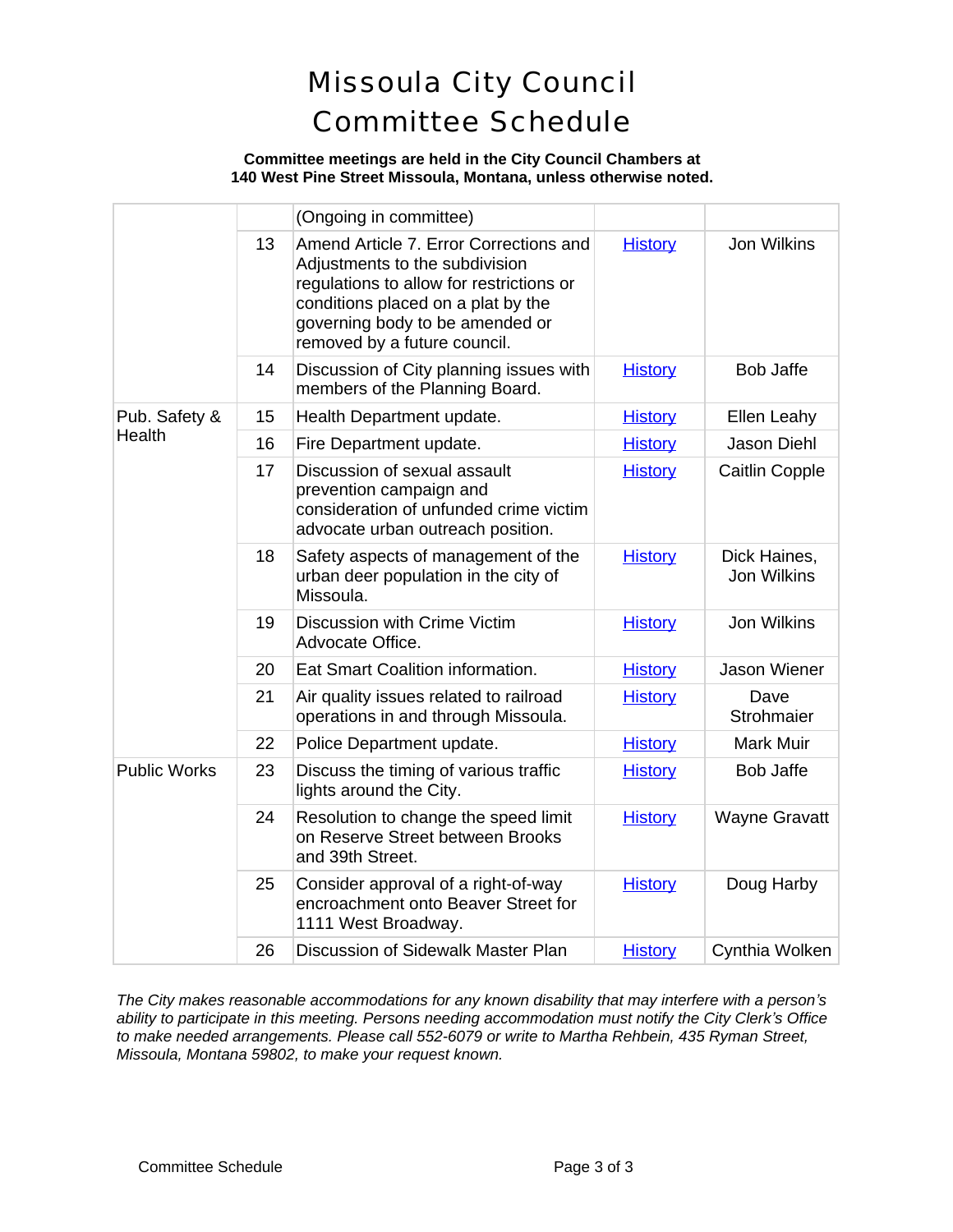# Missoula City Council Committee Schedule

**Committee meetings are held in the City Council Chambers at 140 West Pine Street Missoula, Montana, unless otherwise noted.**

| | | | | |
|---|---|---|---|---|
| | | (Ongoing in committee) | | |
| | 13 | Amend Article 7. Error Corrections and Adjustments to the subdivision regulations to allow for restrictions or conditions placed on a plat by the governing body to be amended or removed by a future council. | History | Jon Wilkins |
| | 14 | Discussion of City planning issues with members of the Planning Board. | History | Bob Jaffe |
| Pub. Safety & Health | 15 | Health Department update. | History | Ellen Leahy |
| | 16 | Fire Department update. | History | Jason Diehl |
| | 17 | Discussion of sexual assault prevention campaign and consideration of unfunded crime victim advocate urban outreach position. | History | Caitlin Copple |
| | 18 | Safety aspects of management of the urban deer population in the city of Missoula. | History | Dick Haines, Jon Wilkins |
| | 19 | Discussion with Crime Victim Advocate Office. | History | Jon Wilkins |
| | 20 | Eat Smart Coalition information. | History | Jason Wiener |
| | 21 | Air quality issues related to railroad operations in and through Missoula. | History | Dave Strohmaier |
| | 22 | Police Department update. | History | Mark Muir |
| Public Works | 23 | Discuss the timing of various traffic lights around the City. | History | Bob Jaffe |
| | 24 | Resolution to change the speed limit on Reserve Street between Brooks and 39th Street. | History | Wayne Gravatt |
| | 25 | Consider approval of a right-of-way encroachment onto Beaver Street for 1111 West Broadway. | History | Doug Harby |
| | 26 | Discussion of Sidewalk Master Plan | History | Cynthia Wolken |

*The City makes reasonable accommodations for any known disability that may interfere with a person's ability to participate in this meeting. Persons needing accommodation must notify the City Clerk's Office to make needed arrangements. Please call 552-6079 or write to Martha Rehbein, 435 Ryman Street, Missoula, Montana 59802, to make your request known.*